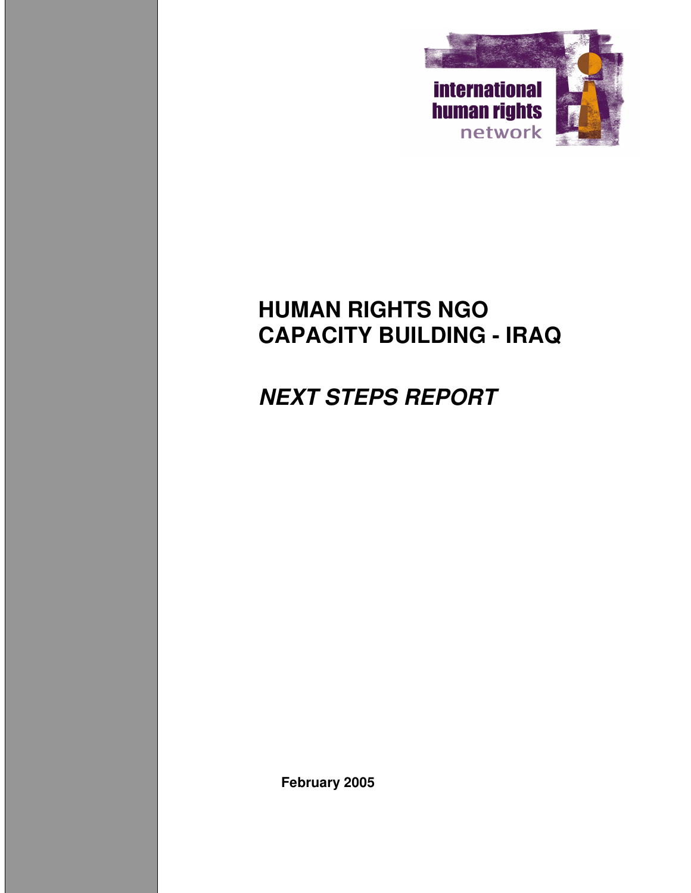international human rights network

# HUMAN RIGHTS NGO CAPACITY BUILDING - IRAQ

## *NEXT STEPS REPORT*

**February 2005**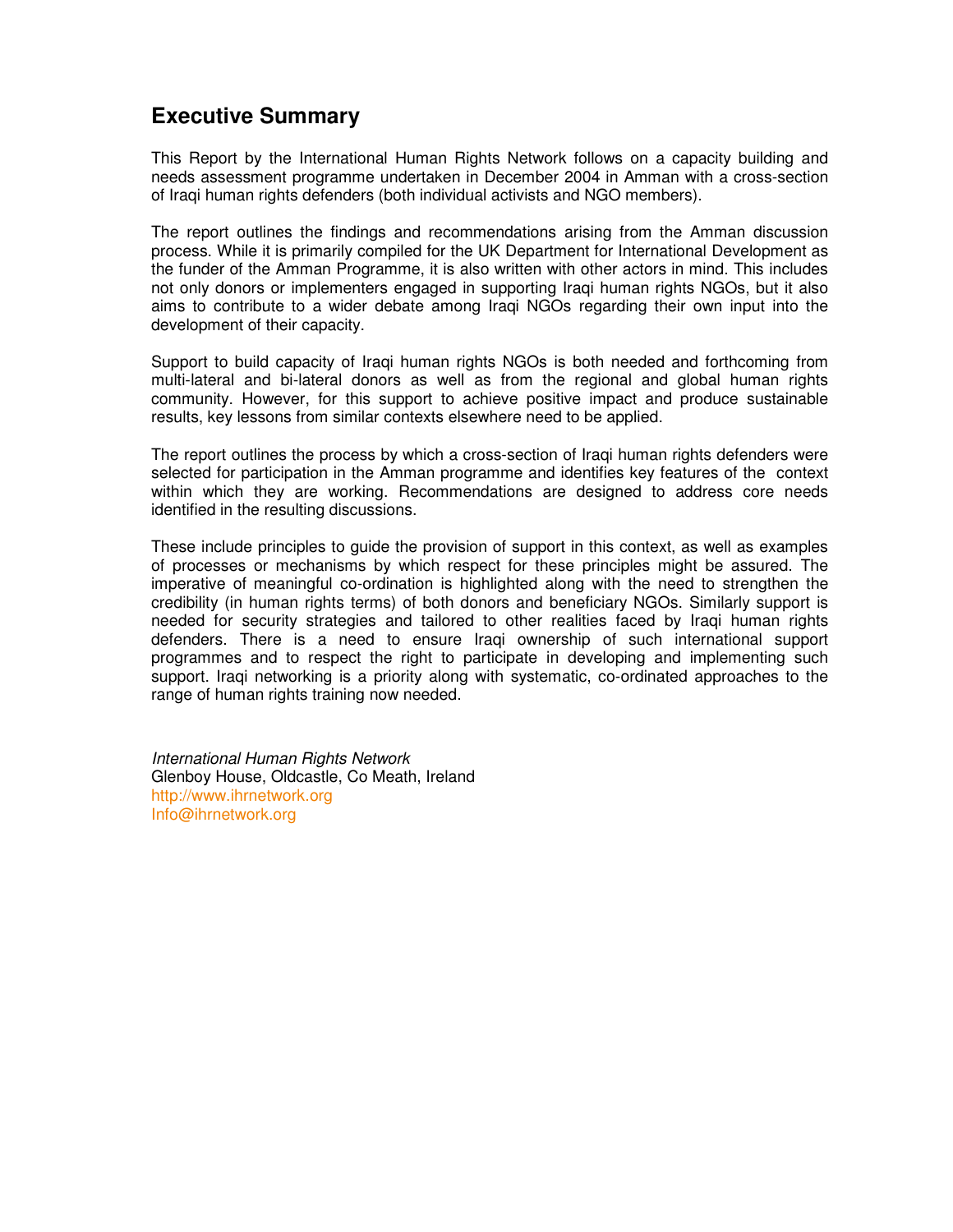## Executive Summary

This Report by the International Human Rights Network follows on a capacity building and needs assessment programme undertaken in December 2004 in Amman with a cross-section of Iraqi human rights defenders (both individual activists and NGO members).

The report outlines the findings and recommendations arising from the Amman discussion process. While it is primarily compiled for the UK Department for International Development as the funder of the Amman Programme, it is also written with other actors in mind. This includes not only donors or implementers engaged in supporting Iraqi human rights NGOs, but it also aims to contribute to a wider debate among Iraqi NGOs regarding their own input into the development of their capacity.

Support to build capacity of Iraqi human rights NGOs is both needed and forthcoming from multi-lateral and bi-lateral donors as well as from the regional and global human rights community. However, for this support to achieve positive impact and produce sustainable results, key lessons from similar contexts elsewhere need to be applied.

The report outlines the process by which a cross-section of Iraqi human rights defenders were selected for participation in the Amman programme and identifies key features of the context within which they are working. Recommendations are designed to address core needs identified in the resulting discussions.

These include principles to guide the provision of support in this context, as well as examples of processes or mechanisms by which respect for these principles might be assured. The imperative of meaningful co-ordination is highlighted along with the need to strengthen the credibility (in human rights terms) of both donors and beneficiary NGOs. Similarly support is needed for security strategies and tailored to other realities faced by Iraqi human rights defenders. There is a need to ensure Iraqi ownership of such international support programmes and to respect the right to participate in developing and implementing such support. Iraqi networking is a priority along with systematic, co-ordinated approaches to the range of human rights training now needed.

*International Human Rights Network*
Glenboy House, Oldcastle, Co Meath, Ireland
http://www.ihrnetwork.org
Info@ihrnetwork.org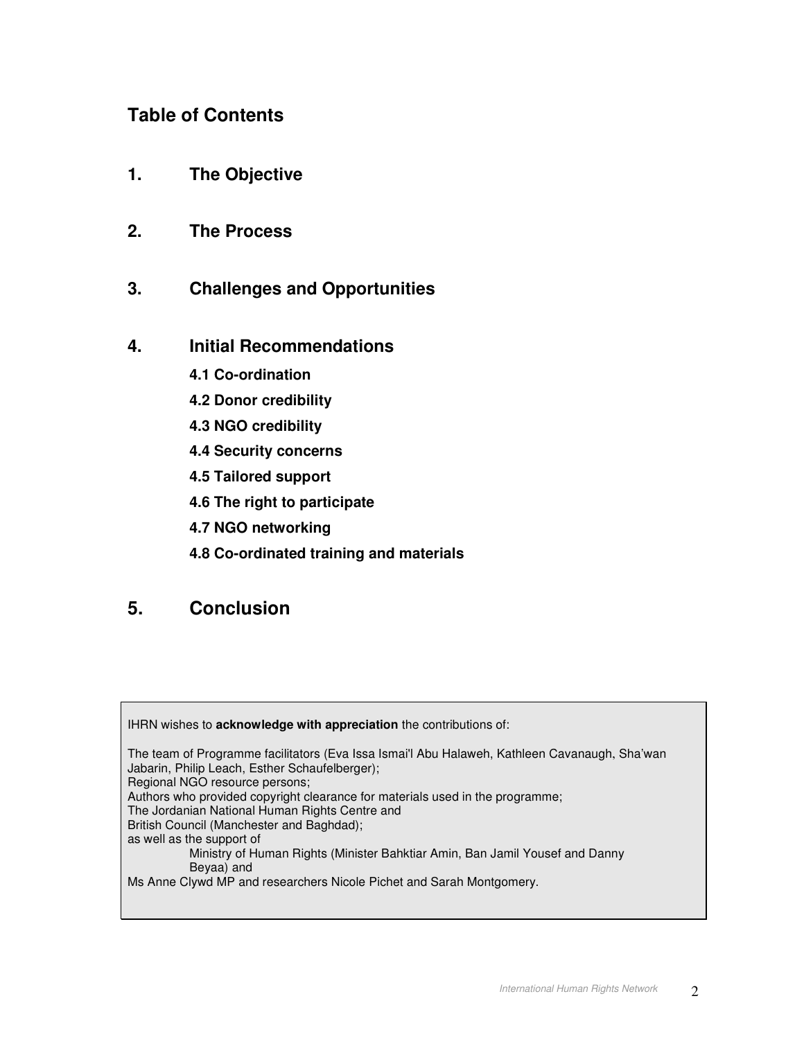## Table of Contents

**1. The Objective**

**2. The Process**

**3. Challenges and Opportunities**

**4. Initial Recommendations**

- **4.1 Co-ordination**
- **4.2 Donor credibility**
- **4.3 NGO credibility**
- **4.4 Security concerns**
- **4.5 Tailored support**
- **4.6 The right to participate**
- **4.7 NGO networking**
- **4.8 Co-ordinated training and materials**

**5. Conclusion**

IHRN wishes to **acknowledge with appreciation** the contributions of:

The team of Programme facilitators (Eva Issa Ismai'l Abu Halaweh, Kathleen Cavanaugh, Sha'wan Jabarin, Philip Leach, Esther Schaufelberger);
Regional NGO resource persons;
Authors who provided copyright clearance for materials used in the programme;
The Jordanian National Human Rights Centre and
British Council (Manchester and Baghdad);
as well as the support of
Ministry of Human Rights (Minister Bahktiar Amin, Ban Jamil Yousef and Danny Beyaa) and
Ms Anne Clywd MP and researchers Nicole Pichet and Sarah Montgomery.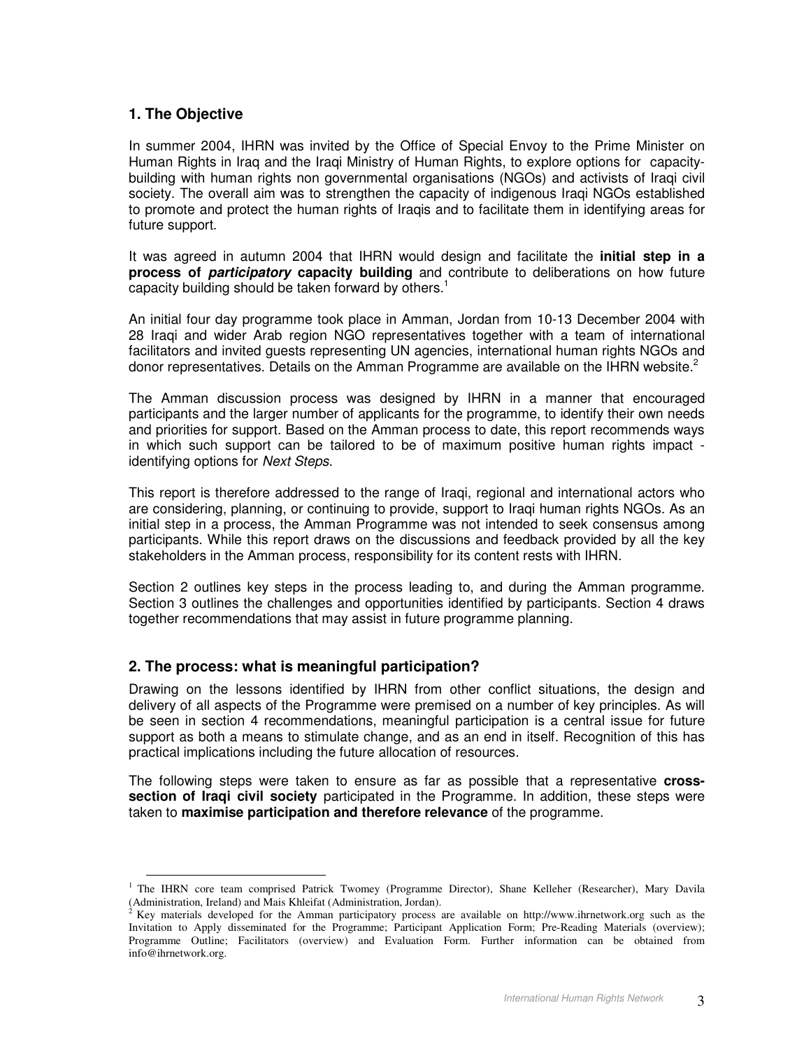## 1. The Objective

In summer 2004, IHRN was invited by the Office of Special Envoy to the Prime Minister on Human Rights in Iraq and the Iraqi Ministry of Human Rights, to explore options for capacity-building with human rights non governmental organisations (NGOs) and activists of Iraqi civil society. The overall aim was to strengthen the capacity of indigenous Iraqi NGOs established to promote and protect the human rights of Iraqis and to facilitate them in identifying areas for future support.

It was agreed in autumn 2004 that IHRN would design and facilitate the **initial step in a process of *participatory* capacity building** and contribute to deliberations on how future capacity building should be taken forward by others.[1]

An initial four day programme took place in Amman, Jordan from 10-13 December 2004 with 28 Iraqi and wider Arab region NGO representatives together with a team of international facilitators and invited guests representing UN agencies, international human rights NGOs and donor representatives. Details on the Amman Programme are available on the IHRN website.[2]

The Amman discussion process was designed by IHRN in a manner that encouraged participants and the larger number of applicants for the programme, to identify their own needs and priorities for support. Based on the Amman process to date, this report recommends ways in which such support can be tailored to be of maximum positive human rights impact - identifying options for *Next Steps*.

This report is therefore addressed to the range of Iraqi, regional and international actors who are considering, planning, or continuing to provide, support to Iraqi human rights NGOs. As an initial step in a process, the Amman Programme was not intended to seek consensus among participants. While this report draws on the discussions and feedback provided by all the key stakeholders in the Amman process, responsibility for its content rests with IHRN.

Section 2 outlines key steps in the process leading to, and during the Amman programme. Section 3 outlines the challenges and opportunities identified by participants. Section 4 draws together recommendations that may assist in future programme planning.

## 2. The process: what is meaningful participation?

Drawing on the lessons identified by IHRN from other conflict situations, the design and delivery of all aspects of the Programme were premised on a number of key principles. As will be seen in section 4 recommendations, meaningful participation is a central issue for future support as both a means to stimulate change, and as an end in itself. Recognition of this has practical implications including the future allocation of resources.

The following steps were taken to ensure as far as possible that a representative **cross-section of Iraqi civil society** participated in the Programme. In addition, these steps were taken to **maximise participation and therefore relevance** of the programme.

---

[1] The IHRN core team comprised Patrick Twomey (Programme Director), Shane Kelleher (Researcher), Mary Davila (Administration, Ireland) and Mais Khleifat (Administration, Jordan).

[2] Key materials developed for the Amman participatory process are available on http://www.ihrnetwork.org such as the Invitation to Apply disseminated for the Programme; Participant Application Form; Pre-Reading Materials (overview); Programme Outline; Facilitators (overview) and Evaluation Form. Further information can be obtained from info@ihrnetwork.org.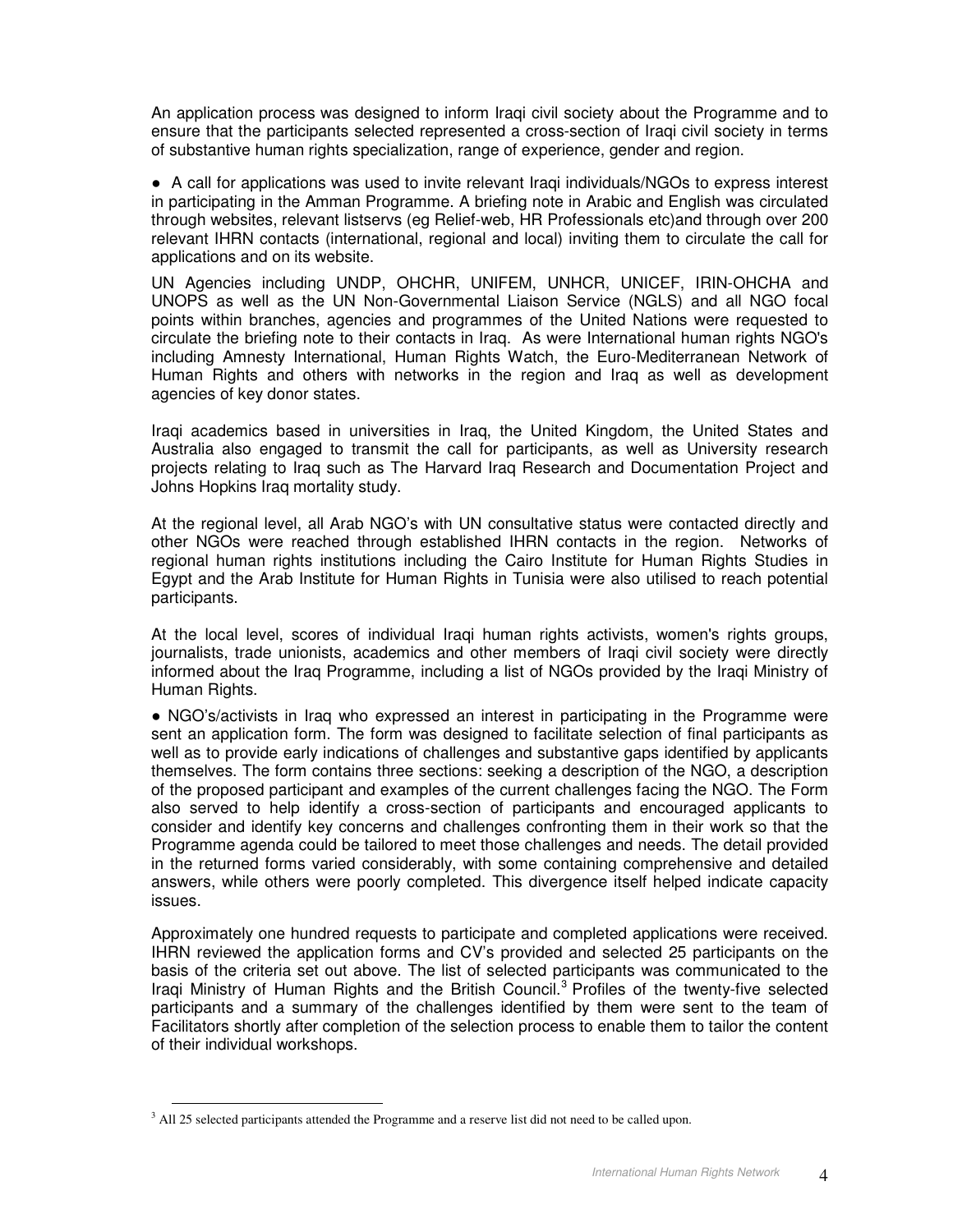An application process was designed to inform Iraqi civil society about the Programme and to ensure that the participants selected represented a cross-section of Iraqi civil society in terms of substantive human rights specialization, range of experience, gender and region.

● A call for applications was used to invite relevant Iraqi individuals/NGOs to express interest in participating in the Amman Programme. A briefing note in Arabic and English was circulated through websites, relevant listservs (eg Relief-web, HR Professionals etc)and through over 200 relevant IHRN contacts (international, regional and local) inviting them to circulate the call for applications and on its website.

UN Agencies including UNDP, OHCHR, UNIFEM, UNHCR, UNICEF, IRIN-OHCHA and UNOPS as well as the UN Non-Governmental Liaison Service (NGLS) and all NGO focal points within branches, agencies and programmes of the United Nations were requested to circulate the briefing note to their contacts in Iraq. As were International human rights NGO's including Amnesty International, Human Rights Watch, the Euro-Mediterranean Network of Human Rights and others with networks in the region and Iraq as well as development agencies of key donor states.

Iraqi academics based in universities in Iraq, the United Kingdom, the United States and Australia also engaged to transmit the call for participants, as well as University research projects relating to Iraq such as The Harvard Iraq Research and Documentation Project and Johns Hopkins Iraq mortality study.

At the regional level, all Arab NGO's with UN consultative status were contacted directly and other NGOs were reached through established IHRN contacts in the region. Networks of regional human rights institutions including the Cairo Institute for Human Rights Studies in Egypt and the Arab Institute for Human Rights in Tunisia were also utilised to reach potential participants.

At the local level, scores of individual Iraqi human rights activists, women's rights groups, journalists, trade unionists, academics and other members of Iraqi civil society were directly informed about the Iraq Programme, including a list of NGOs provided by the Iraqi Ministry of Human Rights.

● NGO's/activists in Iraq who expressed an interest in participating in the Programme were sent an application form. The form was designed to facilitate selection of final participants as well as to provide early indications of challenges and substantive gaps identified by applicants themselves. The form contains three sections: seeking a description of the NGO, a description of the proposed participant and examples of the current challenges facing the NGO. The Form also served to help identify a cross-section of participants and encouraged applicants to consider and identify key concerns and challenges confronting them in their work so that the Programme agenda could be tailored to meet those challenges and needs. The detail provided in the returned forms varied considerably, with some containing comprehensive and detailed answers, while others were poorly completed. This divergence itself helped indicate capacity issues.

Approximately one hundred requests to participate and completed applications were received. IHRN reviewed the application forms and CV's provided and selected 25 participants on the basis of the criteria set out above. The list of selected participants was communicated to the Iraqi Ministry of Human Rights and the British Council.[3] Profiles of the twenty-five selected participants and a summary of the challenges identified by them were sent to the team of Facilitators shortly after completion of the selection process to enable them to tailor the content of their individual workshops.

---

[3] All 25 selected participants attended the Programme and a reserve list did not need to be called upon.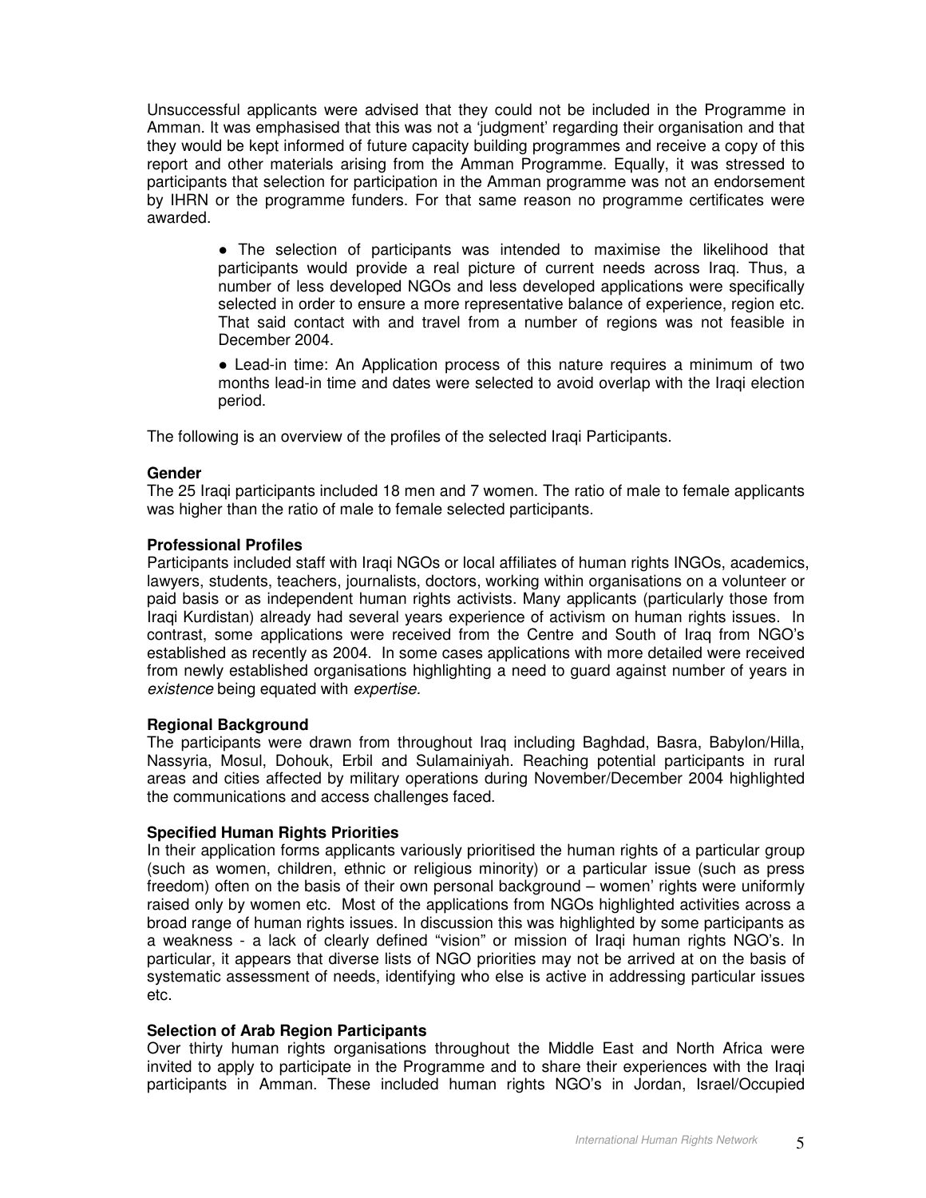Unsuccessful applicants were advised that they could not be included in the Programme in Amman. It was emphasised that this was not a 'judgment' regarding their organisation and that they would be kept informed of future capacity building programmes and receive a copy of this report and other materials arising from the Amman Programme. Equally, it was stressed to participants that selection for participation in the Amman programme was not an endorsement by IHRN or the programme funders. For that same reason no programme certificates were awarded.

- The selection of participants was intended to maximise the likelihood that participants would provide a real picture of current needs across Iraq. Thus, a number of less developed NGOs and less developed applications were specifically selected in order to ensure a more representative balance of experience, region etc. That said contact with and travel from a number of regions was not feasible in December 2004.
- Lead-in time: An Application process of this nature requires a minimum of two months lead-in time and dates were selected to avoid overlap with the Iraqi election period.

The following is an overview of the profiles of the selected Iraqi Participants.

**Gender**

The 25 Iraqi participants included 18 men and 7 women. The ratio of male to female applicants was higher than the ratio of male to female selected participants.

**Professional Profiles**

Participants included staff with Iraqi NGOs or local affiliates of human rights INGOs, academics, lawyers, students, teachers, journalists, doctors, working within organisations on a volunteer or paid basis or as independent human rights activists. Many applicants (particularly those from Iraqi Kurdistan) already had several years experience of activism on human rights issues. In contrast, some applications were received from the Centre and South of Iraq from NGO's established as recently as 2004. In some cases applications with more detailed were received from newly established organisations highlighting a need to guard against number of years in *existence* being equated with *expertise.*

**Regional Background**

The participants were drawn from throughout Iraq including Baghdad, Basra, Babylon/Hilla, Nassyria, Mosul, Dohouk, Erbil and Sulamainiyah. Reaching potential participants in rural areas and cities affected by military operations during November/December 2004 highlighted the communications and access challenges faced.

**Specified Human Rights Priorities**

In their application forms applicants variously prioritised the human rights of a particular group (such as women, children, ethnic or religious minority) or a particular issue (such as press freedom) often on the basis of their own personal background – women' rights were uniformly raised only by women etc. Most of the applications from NGOs highlighted activities across a broad range of human rights issues. In discussion this was highlighted by some participants as a weakness - a lack of clearly defined "vision" or mission of Iraqi human rights NGO's. In particular, it appears that diverse lists of NGO priorities may not be arrived at on the basis of systematic assessment of needs, identifying who else is active in addressing particular issues etc.

**Selection of Arab Region Participants**

Over thirty human rights organisations throughout the Middle East and North Africa were invited to apply to participate in the Programme and to share their experiences with the Iraqi participants in Amman. These included human rights NGO's in Jordan, Israel/Occupied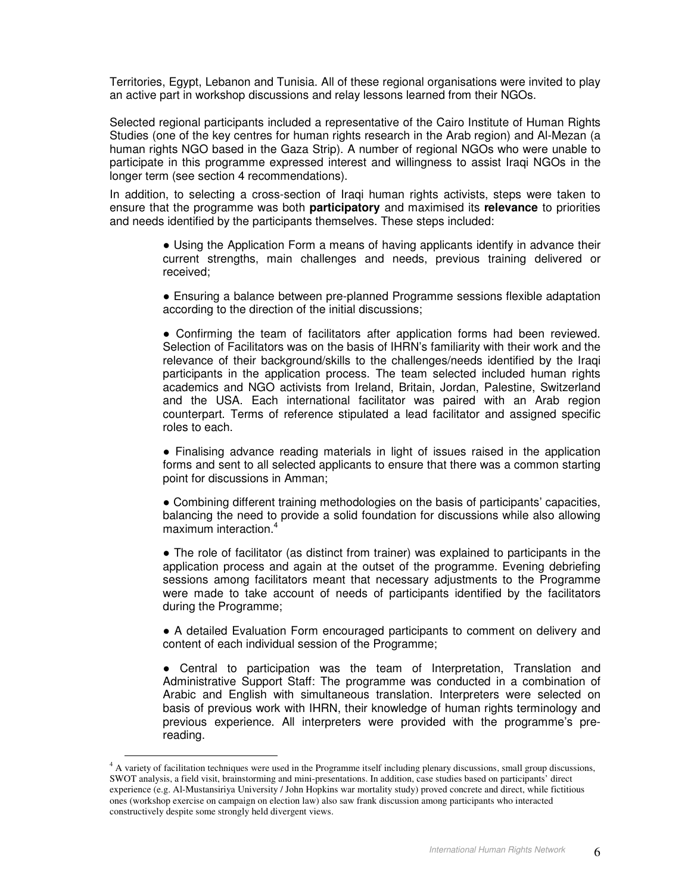Territories, Egypt, Lebanon and Tunisia. All of these regional organisations were invited to play an active part in workshop discussions and relay lessons learned from their NGOs.

Selected regional participants included a representative of the Cairo Institute of Human Rights Studies (one of the key centres for human rights research in the Arab region) and Al-Mezan (a human rights NGO based in the Gaza Strip). A number of regional NGOs who were unable to participate in this programme expressed interest and willingness to assist Iraqi NGOs in the longer term (see section 4 recommendations).

In addition, to selecting a cross-section of Iraqi human rights activists, steps were taken to ensure that the programme was both **participatory** and maximised its **relevance** to priorities and needs identified by the participants themselves. These steps included:

- Using the Application Form a means of having applicants identify in advance their current strengths, main challenges and needs, previous training delivered or received;
- Ensuring a balance between pre-planned Programme sessions flexible adaptation according to the direction of the initial discussions;
- Confirming the team of facilitators after application forms had been reviewed. Selection of Facilitators was on the basis of IHRN's familiarity with their work and the relevance of their background/skills to the challenges/needs identified by the Iraqi participants in the application process. The team selected included human rights academics and NGO activists from Ireland, Britain, Jordan, Palestine, Switzerland and the USA. Each international facilitator was paired with an Arab region counterpart. Terms of reference stipulated a lead facilitator and assigned specific roles to each.
- Finalising advance reading materials in light of issues raised in the application forms and sent to all selected applicants to ensure that there was a common starting point for discussions in Amman;
- Combining different training methodologies on the basis of participants' capacities, balancing the need to provide a solid foundation for discussions while also allowing maximum interaction.[4]
- The role of facilitator (as distinct from trainer) was explained to participants in the application process and again at the outset of the programme. Evening debriefing sessions among facilitators meant that necessary adjustments to the Programme were made to take account of needs of participants identified by the facilitators during the Programme;
- A detailed Evaluation Form encouraged participants to comment on delivery and content of each individual session of the Programme;
- Central to participation was the team of Interpretation, Translation and Administrative Support Staff: The programme was conducted in a combination of Arabic and English with simultaneous translation. Interpreters were selected on basis of previous work with IHRN, their knowledge of human rights terminology and previous experience. All interpreters were provided with the programme's pre-reading.

[4] A variety of facilitation techniques were used in the Programme itself including plenary discussions, small group discussions, SWOT analysis, a field visit, brainstorming and mini-presentations. In addition, case studies based on participants' direct experience (e.g. Al-Mustansiriya University / John Hopkins war mortality study) proved concrete and direct, while fictitious ones (workshop exercise on campaign on election law) also saw frank discussion among participants who interacted constructively despite some strongly held divergent views.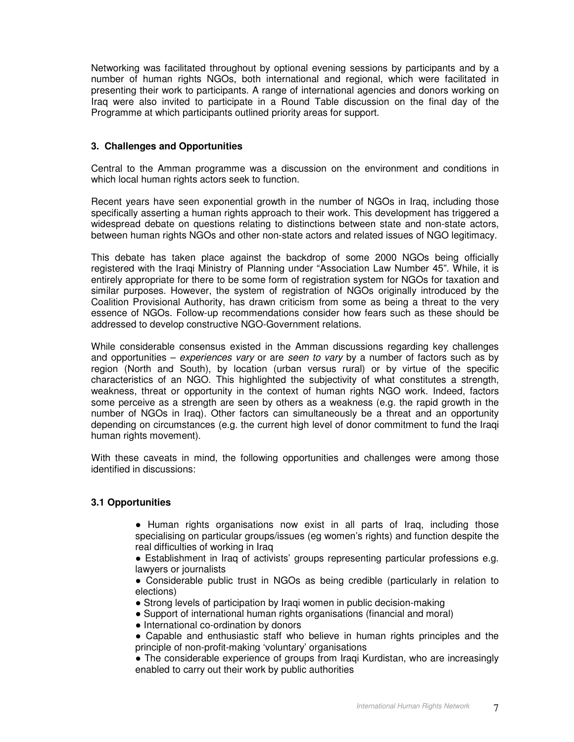Networking was facilitated throughout by optional evening sessions by participants and by a number of human rights NGOs, both international and regional, which were facilitated in presenting their work to participants. A range of international agencies and donors working on Iraq were also invited to participate in a Round Table discussion on the final day of the Programme at which participants outlined priority areas for support.

## 3. Challenges and Opportunities

Central to the Amman programme was a discussion on the environment and conditions in which local human rights actors seek to function.

Recent years have seen exponential growth in the number of NGOs in Iraq, including those specifically asserting a human rights approach to their work. This development has triggered a widespread debate on questions relating to distinctions between state and non-state actors, between human rights NGOs and other non-state actors and related issues of NGO legitimacy.

This debate has taken place against the backdrop of some 2000 NGOs being officially registered with the Iraqi Ministry of Planning under "Association Law Number 45". While, it is entirely appropriate for there to be some form of registration system for NGOs for taxation and similar purposes. However, the system of registration of NGOs originally introduced by the Coalition Provisional Authority, has drawn criticism from some as being a threat to the very essence of NGOs. Follow-up recommendations consider how fears such as these should be addressed to develop constructive NGO-Government relations.

While considerable consensus existed in the Amman discussions regarding key challenges and opportunities – *experiences vary* or are *seen to vary* by a number of factors such as by region (North and South), by location (urban versus rural) or by virtue of the specific characteristics of an NGO. This highlighted the subjectivity of what constitutes a strength, weakness, threat or opportunity in the context of human rights NGO work. Indeed, factors some perceive as a strength are seen by others as a weakness (e.g. the rapid growth in the number of NGOs in Iraq). Other factors can simultaneously be a threat and an opportunity depending on circumstances (e.g. the current high level of donor commitment to fund the Iraqi human rights movement).

With these caveats in mind, the following opportunities and challenges were among those identified in discussions:

### 3.1 Opportunities

- Human rights organisations now exist in all parts of Iraq, including those specialising on particular groups/issues (eg women's rights) and function despite the real difficulties of working in Iraq
- Establishment in Iraq of activists' groups representing particular professions e.g. lawyers or journalists
- Considerable public trust in NGOs as being credible (particularly in relation to elections)
- Strong levels of participation by Iraqi women in public decision-making
- Support of international human rights organisations (financial and moral)
- International co-ordination by donors
- Capable and enthusiastic staff who believe in human rights principles and the principle of non-profit-making 'voluntary' organisations
- The considerable experience of groups from Iraqi Kurdistan, who are increasingly enabled to carry out their work by public authorities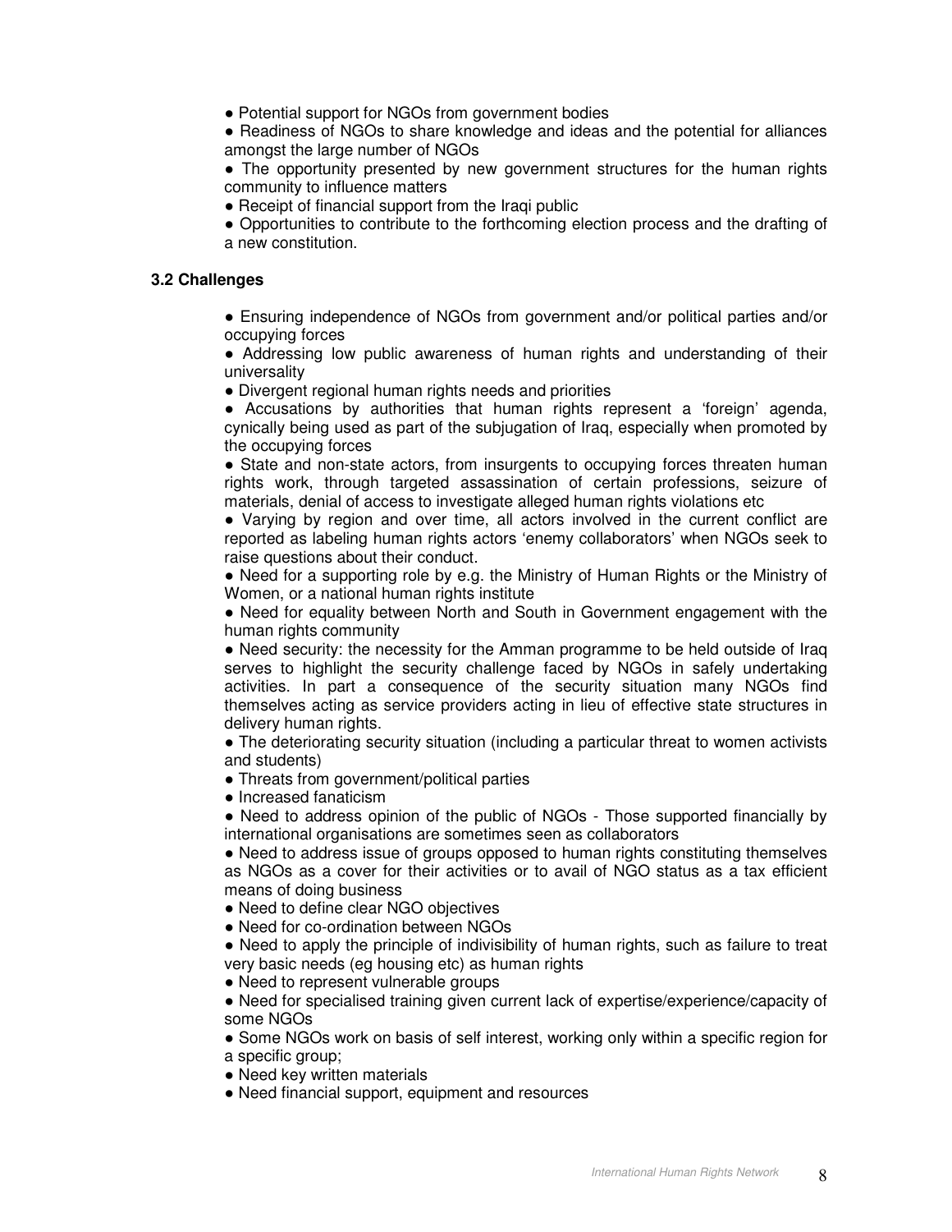- Potential support for NGOs from government bodies
- Readiness of NGOs to share knowledge and ideas and the potential for alliances amongst the large number of NGOs
- The opportunity presented by new government structures for the human rights community to influence matters
- Receipt of financial support from the Iraqi public
- Opportunities to contribute to the forthcoming election process and the drafting of a new constitution.

### 3.2 Challenges

- Ensuring independence of NGOs from government and/or political parties and/or occupying forces
- Addressing low public awareness of human rights and understanding of their universality
- Divergent regional human rights needs and priorities
- Accusations by authorities that human rights represent a 'foreign' agenda, cynically being used as part of the subjugation of Iraq, especially when promoted by the occupying forces
- State and non-state actors, from insurgents to occupying forces threaten human rights work, through targeted assassination of certain professions, seizure of materials, denial of access to investigate alleged human rights violations etc
- Varying by region and over time, all actors involved in the current conflict are reported as labeling human rights actors 'enemy collaborators' when NGOs seek to raise questions about their conduct.
- Need for a supporting role by e.g. the Ministry of Human Rights or the Ministry of Women, or a national human rights institute
- Need for equality between North and South in Government engagement with the human rights community
- Need security: the necessity for the Amman programme to be held outside of Iraq serves to highlight the security challenge faced by NGOs in safely undertaking activities. In part a consequence of the security situation many NGOs find themselves acting as service providers acting in lieu of effective state structures in delivery human rights.
- The deteriorating security situation (including a particular threat to women activists and students)
- Threats from government/political parties
- Increased fanaticism
- Need to address opinion of the public of NGOs - Those supported financially by international organisations are sometimes seen as collaborators
- Need to address issue of groups opposed to human rights constituting themselves as NGOs as a cover for their activities or to avail of NGO status as a tax efficient means of doing business
- Need to define clear NGO objectives
- Need for co-ordination between NGOs
- Need to apply the principle of indivisibility of human rights, such as failure to treat very basic needs (eg housing etc) as human rights
- Need to represent vulnerable groups
- Need for specialised training given current lack of expertise/experience/capacity of some NGOs
- Some NGOs work on basis of self interest, working only within a specific region for a specific group;
- Need key written materials
- Need financial support, equipment and resources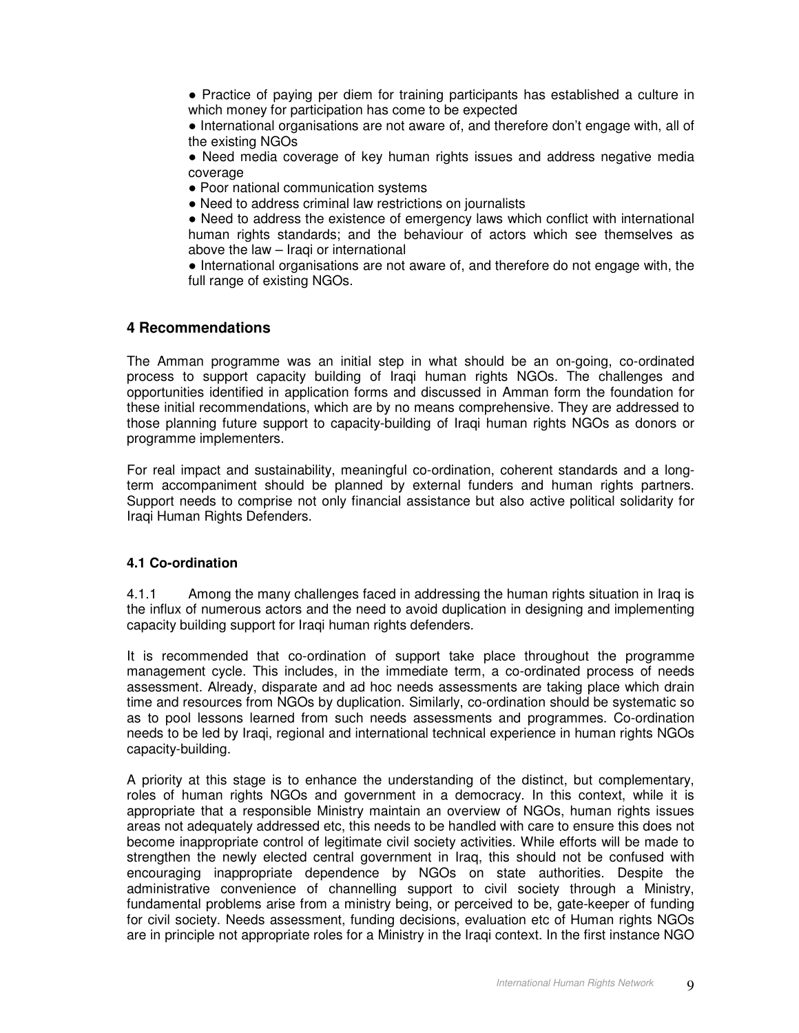- Practice of paying per diem for training participants has established a culture in which money for participation has come to be expected
- International organisations are not aware of, and therefore don't engage with, all of the existing NGOs
- Need media coverage of key human rights issues and address negative media coverage
- Poor national communication systems
- Need to address criminal law restrictions on journalists
- Need to address the existence of emergency laws which conflict with international human rights standards; and the behaviour of actors which see themselves as above the law – Iraqi or international
- International organisations are not aware of, and therefore do not engage with, the full range of existing NGOs.

## 4 Recommendations

The Amman programme was an initial step in what should be an on-going, co-ordinated process to support capacity building of Iraqi human rights NGOs. The challenges and opportunities identified in application forms and discussed in Amman form the foundation for these initial recommendations, which are by no means comprehensive. They are addressed to those planning future support to capacity-building of Iraqi human rights NGOs as donors or programme implementers.

For real impact and sustainability, meaningful co-ordination, coherent standards and a long-term accompaniment should be planned by external funders and human rights partners. Support needs to comprise not only financial assistance but also active political solidarity for Iraqi Human Rights Defenders.

### 4.1 Co-ordination

4.1.1 Among the many challenges faced in addressing the human rights situation in Iraq is the influx of numerous actors and the need to avoid duplication in designing and implementing capacity building support for Iraqi human rights defenders.

It is recommended that co-ordination of support take place throughout the programme management cycle. This includes, in the immediate term, a co-ordinated process of needs assessment. Already, disparate and ad hoc needs assessments are taking place which drain time and resources from NGOs by duplication. Similarly, co-ordination should be systematic so as to pool lessons learned from such needs assessments and programmes. Co-ordination needs to be led by Iraqi, regional and international technical experience in human rights NGOs capacity-building.

A priority at this stage is to enhance the understanding of the distinct, but complementary, roles of human rights NGOs and government in a democracy. In this context, while it is appropriate that a responsible Ministry maintain an overview of NGOs, human rights issues areas not adequately addressed etc, this needs to be handled with care to ensure this does not become inappropriate control of legitimate civil society activities. While efforts will be made to strengthen the newly elected central government in Iraq, this should not be confused with encouraging inappropriate dependence by NGOs on state authorities. Despite the administrative convenience of channelling support to civil society through a Ministry, fundamental problems arise from a ministry being, or perceived to be, gate-keeper of funding for civil society. Needs assessment, funding decisions, evaluation etc of Human rights NGOs are in principle not appropriate roles for a Ministry in the Iraqi context. In the first instance NGO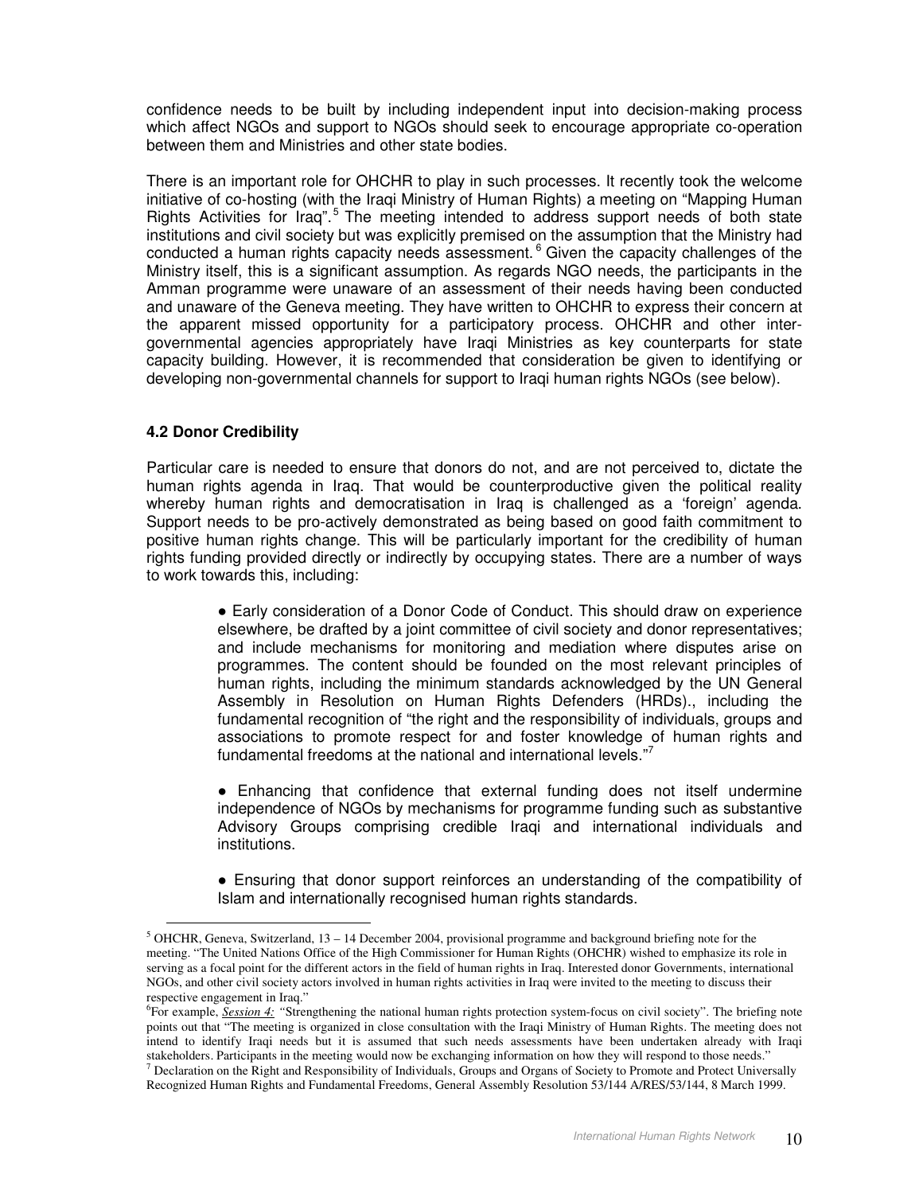confidence needs to be built by including independent input into decision-making process which affect NGOs and support to NGOs should seek to encourage appropriate co-operation between them and Ministries and other state bodies.

There is an important role for OHCHR to play in such processes. It recently took the welcome initiative of co-hosting (with the Iraqi Ministry of Human Rights) a meeting on "Mapping Human Rights Activities for Iraq".[5] The meeting intended to address support needs of both state institutions and civil society but was explicitly premised on the assumption that the Ministry had conducted a human rights capacity needs assessment.[6] Given the capacity challenges of the Ministry itself, this is a significant assumption. As regards NGO needs, the participants in the Amman programme were unaware of an assessment of their needs having been conducted and unaware of the Geneva meeting. They have written to OHCHR to express their concern at the apparent missed opportunity for a participatory process. OHCHR and other inter-governmental agencies appropriately have Iraqi Ministries as key counterparts for state capacity building. However, it is recommended that consideration be given to identifying or developing non-governmental channels for support to Iraqi human rights NGOs (see below).

### 4.2 Donor Credibility

Particular care is needed to ensure that donors do not, and are not perceived to, dictate the human rights agenda in Iraq. That would be counterproductive given the political reality whereby human rights and democratisation in Iraq is challenged as a 'foreign' agenda. Support needs to be pro-actively demonstrated as being based on good faith commitment to positive human rights change. This will be particularly important for the credibility of human rights funding provided directly or indirectly by occupying states. There are a number of ways to work towards this, including:

- Early consideration of a Donor Code of Conduct. This should draw on experience elsewhere, be drafted by a joint committee of civil society and donor representatives; and include mechanisms for monitoring and mediation where disputes arise on programmes. The content should be founded on the most relevant principles of human rights, including the minimum standards acknowledged by the UN General Assembly in Resolution on Human Rights Defenders (HRDs)., including the fundamental recognition of "the right and the responsibility of individuals, groups and associations to promote respect for and foster knowledge of human rights and fundamental freedoms at the national and international levels."[7]

- Enhancing that confidence that external funding does not itself undermine independence of NGOs by mechanisms for programme funding such as substantive Advisory Groups comprising credible Iraqi and international individuals and institutions.

- Ensuring that donor support reinforces an understanding of the compatibility of Islam and internationally recognised human rights standards.

---

[5] OHCHR, Geneva, Switzerland, 13 – 14 December 2004, provisional programme and background briefing note for the meeting. "The United Nations Office of the High Commissioner for Human Rights (OHCHR) wished to emphasize its role in serving as a focal point for the different actors in the field of human rights in Iraq. Interested donor Governments, international NGOs, and other civil society actors involved in human rights activities in Iraq were invited to the meeting to discuss their respective engagement in Iraq."

[6] For example, *Session 4:* "Strengthening the national human rights protection system-focus on civil society". The briefing note points out that "The meeting is organized in close consultation with the Iraqi Ministry of Human Rights. The meeting does not intend to identify Iraqi needs but it is assumed that such needs assessments have been undertaken already with Iraqi stakeholders. Participants in the meeting would now be exchanging information on how they will respond to those needs."

[7] Declaration on the Right and Responsibility of Individuals, Groups and Organs of Society to Promote and Protect Universally Recognized Human Rights and Fundamental Freedoms, General Assembly Resolution 53/144 A/RES/53/144, 8 March 1999.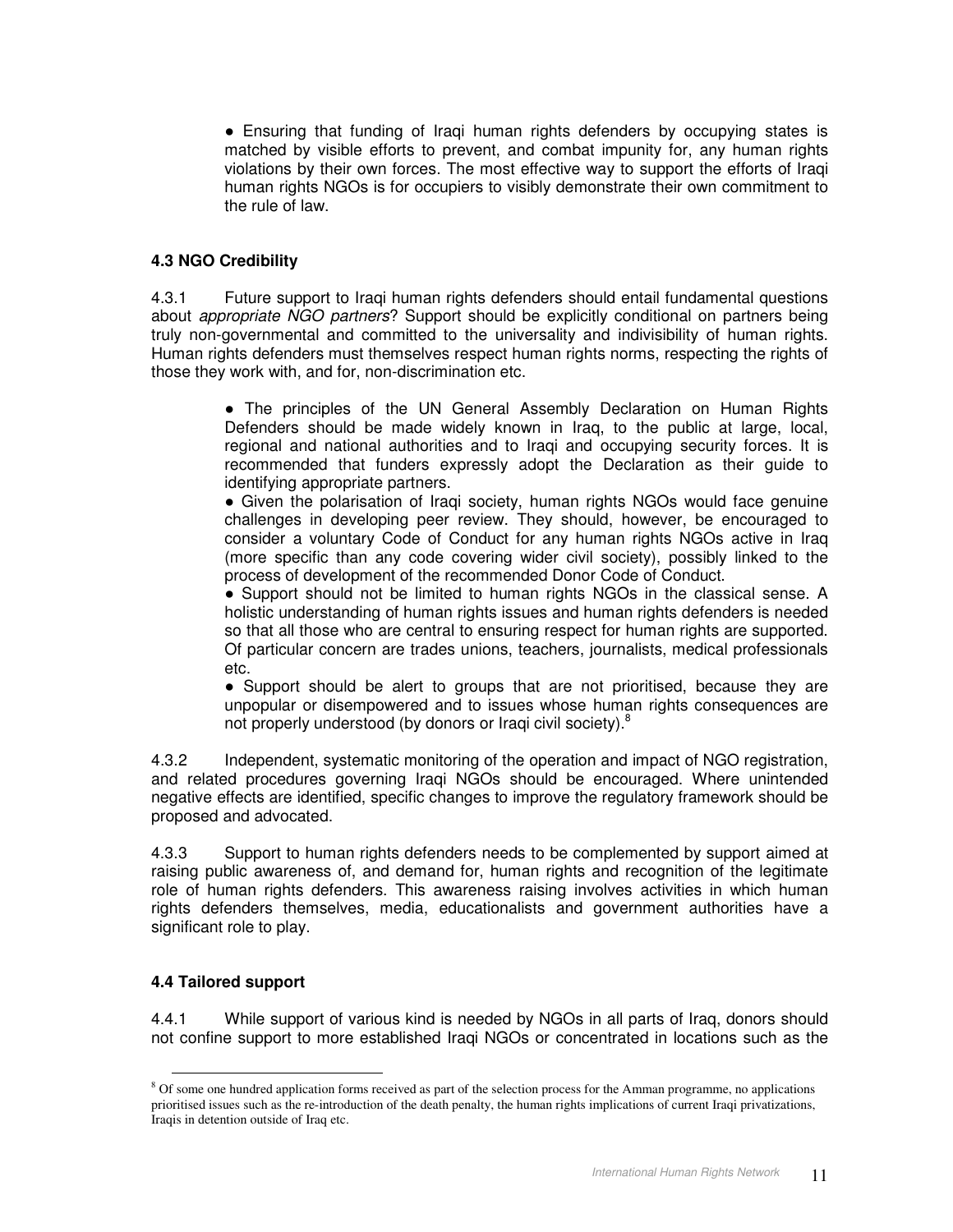- Ensuring that funding of Iraqi human rights defenders by occupying states is matched by visible efforts to prevent, and combat impunity for, any human rights violations by their own forces. The most effective way to support the efforts of Iraqi human rights NGOs is for occupiers to visibly demonstrate their own commitment to the rule of law.

### 4.3 NGO Credibility

4.3.1 Future support to Iraqi human rights defenders should entail fundamental questions about *appropriate NGO partners*? Support should be explicitly conditional on partners being truly non-governmental and committed to the universality and indivisibility of human rights. Human rights defenders must themselves respect human rights norms, respecting the rights of those they work with, and for, non-discrimination etc.

- The principles of the UN General Assembly Declaration on Human Rights Defenders should be made widely known in Iraq, to the public at large, local, regional and national authorities and to Iraqi and occupying security forces. It is recommended that funders expressly adopt the Declaration as their guide to identifying appropriate partners.
- Given the polarisation of Iraqi society, human rights NGOs would face genuine challenges in developing peer review. They should, however, be encouraged to consider a voluntary Code of Conduct for any human rights NGOs active in Iraq (more specific than any code covering wider civil society), possibly linked to the process of development of the recommended Donor Code of Conduct.
- Support should not be limited to human rights NGOs in the classical sense. A holistic understanding of human rights issues and human rights defenders is needed so that all those who are central to ensuring respect for human rights are supported. Of particular concern are trades unions, teachers, journalists, medical professionals etc.
- Support should be alert to groups that are not prioritised, because they are unpopular or disempowered and to issues whose human rights consequences are not properly understood (by donors or Iraqi civil society).[8]

4.3.2 Independent, systematic monitoring of the operation and impact of NGO registration, and related procedures governing Iraqi NGOs should be encouraged. Where unintended negative effects are identified, specific changes to improve the regulatory framework should be proposed and advocated.

4.3.3 Support to human rights defenders needs to be complemented by support aimed at raising public awareness of, and demand for, human rights and recognition of the legitimate role of human rights defenders. This awareness raising involves activities in which human rights defenders themselves, media, educationalists and government authorities have a significant role to play.

### 4.4 Tailored support

4.4.1 While support of various kind is needed by NGOs in all parts of Iraq, donors should not confine support to more established Iraqi NGOs or concentrated in locations such as the

---

[8] Of some one hundred application forms received as part of the selection process for the Amman programme, no applications prioritised issues such as the re-introduction of the death penalty, the human rights implications of current Iraqi privatizations, Iraqis in detention outside of Iraq etc.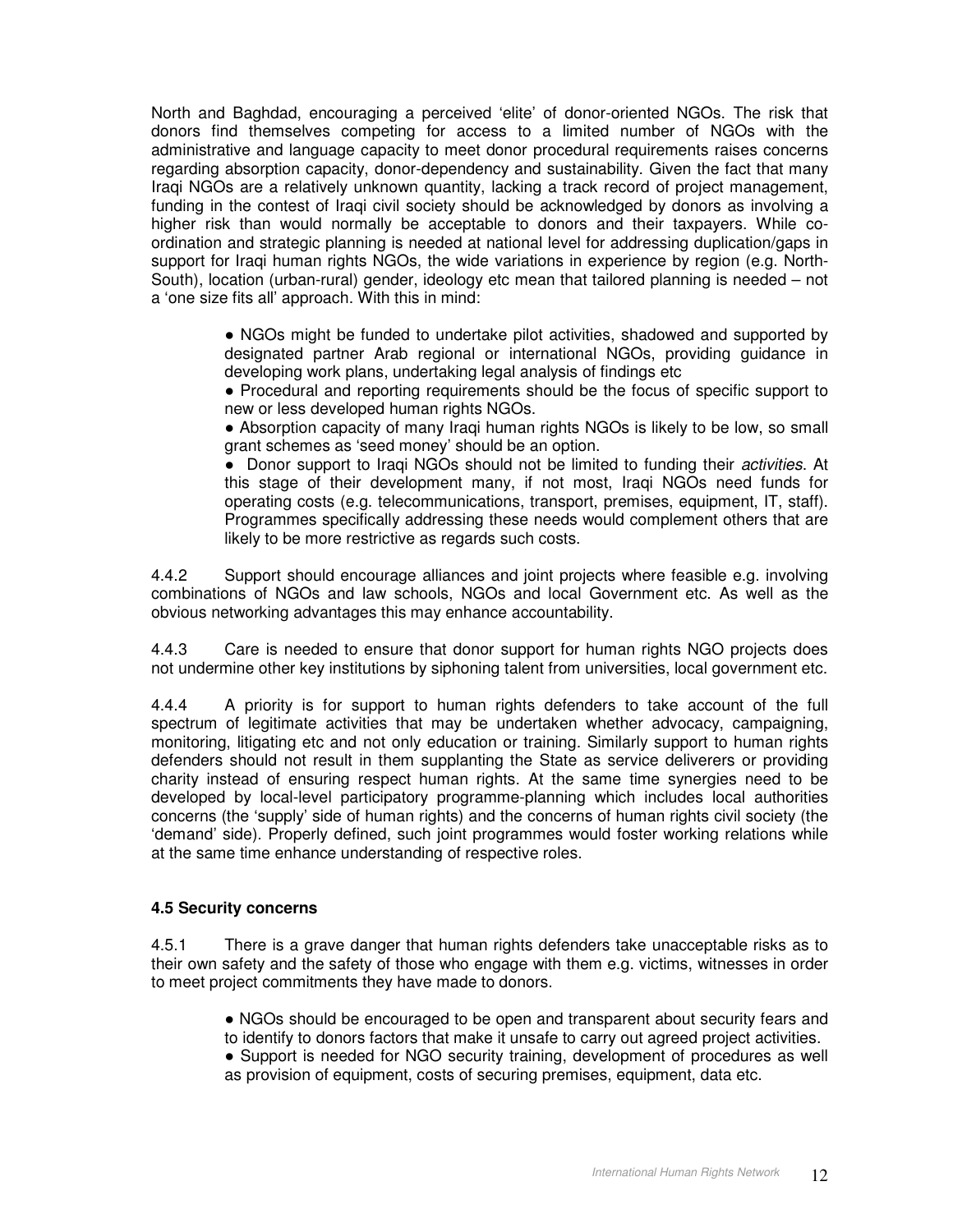North and Baghdad, encouraging a perceived 'elite' of donor-oriented NGOs. The risk that donors find themselves competing for access to a limited number of NGOs with the administrative and language capacity to meet donor procedural requirements raises concerns regarding absorption capacity, donor-dependency and sustainability. Given the fact that many Iraqi NGOs are a relatively unknown quantity, lacking a track record of project management, funding in the contest of Iraqi civil society should be acknowledged by donors as involving a higher risk than would normally be acceptable to donors and their taxpayers. While co-ordination and strategic planning is needed at national level for addressing duplication/gaps in support for Iraqi human rights NGOs, the wide variations in experience by region (e.g. North-South), location (urban-rural) gender, ideology etc mean that tailored planning is needed – not a 'one size fits all' approach. With this in mind:

- NGOs might be funded to undertake pilot activities, shadowed and supported by designated partner Arab regional or international NGOs, providing guidance in developing work plans, undertaking legal analysis of findings etc
- Procedural and reporting requirements should be the focus of specific support to new or less developed human rights NGOs.
- Absorption capacity of many Iraqi human rights NGOs is likely to be low, so small grant schemes as 'seed money' should be an option.
- Donor support to Iraqi NGOs should not be limited to funding their *activities*. At this stage of their development many, if not most, Iraqi NGOs need funds for operating costs (e.g. telecommunications, transport, premises, equipment, IT, staff). Programmes specifically addressing these needs would complement others that are likely to be more restrictive as regards such costs.

4.4.2 Support should encourage alliances and joint projects where feasible e.g. involving combinations of NGOs and law schools, NGOs and local Government etc. As well as the obvious networking advantages this may enhance accountability.

4.4.3 Care is needed to ensure that donor support for human rights NGO projects does not undermine other key institutions by siphoning talent from universities, local government etc.

4.4.4 A priority is for support to human rights defenders to take account of the full spectrum of legitimate activities that may be undertaken whether advocacy, campaigning, monitoring, litigating etc and not only education or training. Similarly support to human rights defenders should not result in them supplanting the State as service deliverers or providing charity instead of ensuring respect human rights. At the same time synergies need to be developed by local-level participatory programme-planning which includes local authorities concerns (the 'supply' side of human rights) and the concerns of human rights civil society (the 'demand' side). Properly defined, such joint programmes would foster working relations while at the same time enhance understanding of respective roles.

### 4.5 Security concerns

4.5.1 There is a grave danger that human rights defenders take unacceptable risks as to their own safety and the safety of those who engage with them e.g. victims, witnesses in order to meet project commitments they have made to donors.

- NGOs should be encouraged to be open and transparent about security fears and to identify to donors factors that make it unsafe to carry out agreed project activities.
- Support is needed for NGO security training, development of procedures as well as provision of equipment, costs of securing premises, equipment, data etc.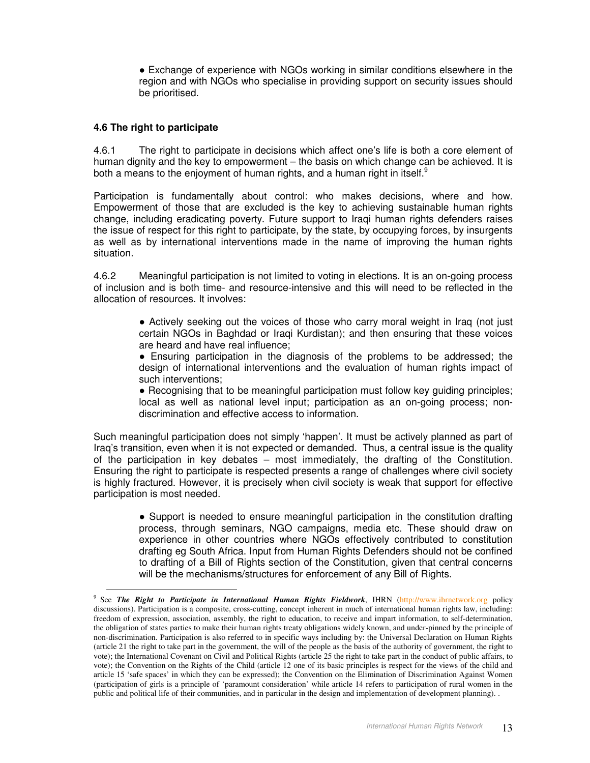- Exchange of experience with NGOs working in similar conditions elsewhere in the region and with NGOs who specialise in providing support on security issues should be prioritised.

### 4.6 The right to participate

4.6.1 The right to participate in decisions which affect one's life is both a core element of human dignity and the key to empowerment – the basis on which change can be achieved. It is both a means to the enjoyment of human rights, and a human right in itself.[9]

Participation is fundamentally about control: who makes decisions, where and how. Empowerment of those that are excluded is the key to achieving sustainable human rights change, including eradicating poverty. Future support to Iraqi human rights defenders raises the issue of respect for this right to participate, by the state, by occupying forces, by insurgents as well as by international interventions made in the name of improving the human rights situation.

4.6.2 Meaningful participation is not limited to voting in elections. It is an on-going process of inclusion and is both time- and resource-intensive and this will need to be reflected in the allocation of resources. It involves:

- Actively seeking out the voices of those who carry moral weight in Iraq (not just certain NGOs in Baghdad or Iraqi Kurdistan); and then ensuring that these voices are heard and have real influence;
- Ensuring participation in the diagnosis of the problems to be addressed; the design of international interventions and the evaluation of human rights impact of such interventions;
- Recognising that to be meaningful participation must follow key guiding principles; local as well as national level input; participation as an on-going process; non-discrimination and effective access to information.

Such meaningful participation does not simply 'happen'. It must be actively planned as part of Iraq's transition, even when it is not expected or demanded. Thus, a central issue is the quality of the participation in key debates – most immediately, the drafting of the Constitution. Ensuring the right to participate is respected presents a range of challenges where civil society is highly fractured. However, it is precisely when civil society is weak that support for effective participation is most needed.

- Support is needed to ensure meaningful participation in the constitution drafting process, through seminars, NGO campaigns, media etc. These should draw on experience in other countries where NGOs effectively contributed to constitution drafting eg South Africa. Input from Human Rights Defenders should not be confined to drafting of a Bill of Rights section of the Constitution, given that central concerns will be the mechanisms/structures for enforcement of any Bill of Rights.

---

[9] See ***The Right to Participate in International Human Rights Fieldwork***, IHRN (http://www.ihrnetwork.org policy discussions). Participation is a composite, cross-cutting, concept inherent in much of international human rights law, including: freedom of expression, association, assembly, the right to education, to receive and impart information, to self-determination, the obligation of states parties to make their human rights treaty obligations widely known, and under-pinned by the principle of non-discrimination. Participation is also referred to in specific ways including by: the Universal Declaration on Human Rights (article 21 the right to take part in the government, the will of the people as the basis of the authority of government, the right to vote); the International Covenant on Civil and Political Rights (article 25 the right to take part in the conduct of public affairs, to vote); the Convention on the Rights of the Child (article 12 one of its basic principles is respect for the views of the child and article 15 'safe spaces' in which they can be expressed); the Convention on the Elimination of Discrimination Against Women (participation of girls is a principle of 'paramount consideration' while article 14 refers to participation of rural women in the public and political life of their communities, and in particular in the design and implementation of development planning). .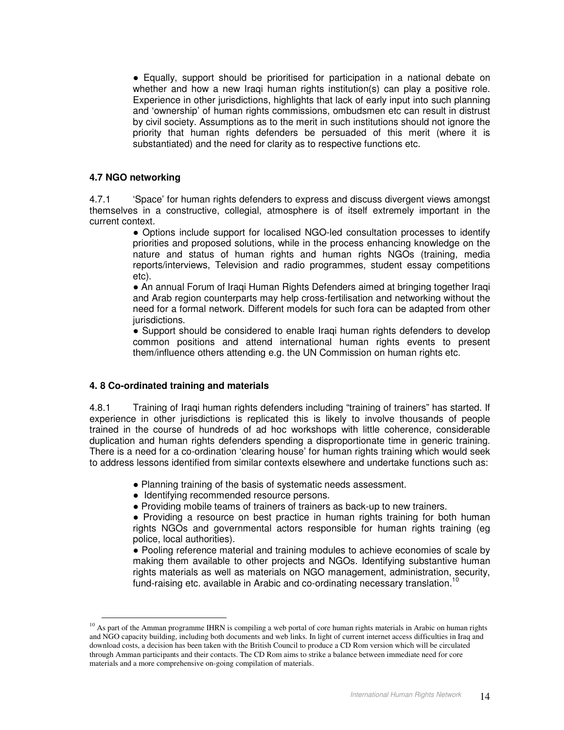● Equally, support should be prioritised for participation in a national debate on whether and how a new Iraqi human rights institution(s) can play a positive role. Experience in other jurisdictions, highlights that lack of early input into such planning and 'ownership' of human rights commissions, ombudsmen etc can result in distrust by civil society. Assumptions as to the merit in such institutions should not ignore the priority that human rights defenders be persuaded of this merit (where it is substantiated) and the need for clarity as to respective functions etc.

**4.7 NGO networking**

4.7.1 'Space' for human rights defenders to express and discuss divergent views amongst themselves in a constructive, collegial, atmosphere is of itself extremely important in the current context.

● Options include support for localised NGO-led consultation processes to identify priorities and proposed solutions, while in the process enhancing knowledge on the nature and status of human rights and human rights NGOs (training, media reports/interviews, Television and radio programmes, student essay competitions etc).

● An annual Forum of Iraqi Human Rights Defenders aimed at bringing together Iraqi and Arab region counterparts may help cross-fertilisation and networking without the need for a formal network. Different models for such fora can be adapted from other jurisdictions.

● Support should be considered to enable Iraqi human rights defenders to develop common positions and attend international human rights events to present them/influence others attending e.g. the UN Commission on human rights etc.

**4. 8 Co-ordinated training and materials**

4.8.1 Training of Iraqi human rights defenders including "training of trainers" has started. If experience in other jurisdictions is replicated this is likely to involve thousands of people trained in the course of hundreds of ad hoc workshops with little coherence, considerable duplication and human rights defenders spending a disproportionate time in generic training. There is a need for a co-ordination 'clearing house' for human rights training which would seek to address lessons identified from similar contexts elsewhere and undertake functions such as:

● Planning training of the basis of systematic needs assessment.

● Identifying recommended resource persons.

● Providing mobile teams of trainers of trainers as back-up to new trainers.

● Providing a resource on best practice in human rights training for both human rights NGOs and governmental actors responsible for human rights training (eg police, local authorities).

● Pooling reference material and training modules to achieve economies of scale by making them available to other projects and NGOs. Identifying substantive human rights materials as well as materials on NGO management, administration, security, fund-raising etc. available in Arabic and co-ordinating necessary translation.[10]

---

[10] As part of the Amman programme IHRN is compiling a web portal of core human rights materials in Arabic on human rights and NGO capacity building, including both documents and web links. In light of current internet access difficulties in Iraq and download costs, a decision has been taken with the British Council to produce a CD Rom version which will be circulated through Amman participants and their contacts. The CD Rom aims to strike a balance between immediate need for core materials and a more comprehensive on-going compilation of materials.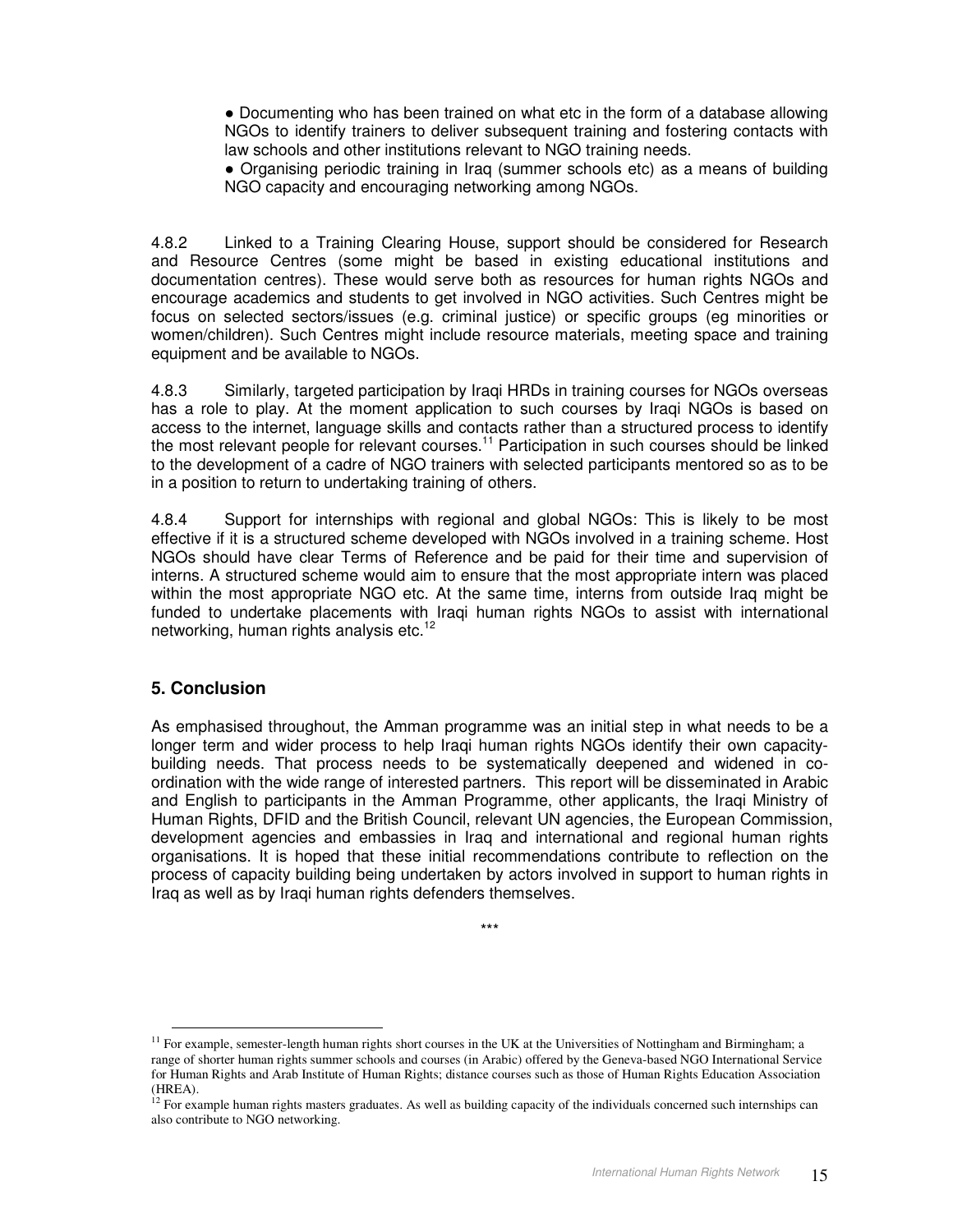- Documenting who has been trained on what etc in the form of a database allowing NGOs to identify trainers to deliver subsequent training and fostering contacts with law schools and other institutions relevant to NGO training needs.
- Organising periodic training in Iraq (summer schools etc) as a means of building NGO capacity and encouraging networking among NGOs.

4.8.2 Linked to a Training Clearing House, support should be considered for Research and Resource Centres (some might be based in existing educational institutions and documentation centres). These would serve both as resources for human rights NGOs and encourage academics and students to get involved in NGO activities. Such Centres might be focus on selected sectors/issues (e.g. criminal justice) or specific groups (eg minorities or women/children). Such Centres might include resource materials, meeting space and training equipment and be available to NGOs.

4.8.3 Similarly, targeted participation by Iraqi HRDs in training courses for NGOs overseas has a role to play. At the moment application to such courses by Iraqi NGOs is based on access to the internet, language skills and contacts rather than a structured process to identify the most relevant people for relevant courses.[11] Participation in such courses should be linked to the development of a cadre of NGO trainers with selected participants mentored so as to be in a position to return to undertaking training of others.

4.8.4 Support for internships with regional and global NGOs: This is likely to be most effective if it is a structured scheme developed with NGOs involved in a training scheme. Host NGOs should have clear Terms of Reference and be paid for their time and supervision of interns. A structured scheme would aim to ensure that the most appropriate intern was placed within the most appropriate NGO etc. At the same time, interns from outside Iraq might be funded to undertake placements with Iraqi human rights NGOs to assist with international networking, human rights analysis etc.[12]

## 5. Conclusion

As emphasised throughout, the Amman programme was an initial step in what needs to be a longer term and wider process to help Iraqi human rights NGOs identify their own capacity-building needs. That process needs to be systematically deepened and widened in co-ordination with the wide range of interested partners. This report will be disseminated in Arabic and English to participants in the Amman Programme, other applicants, the Iraqi Ministry of Human Rights, DFID and the British Council, relevant UN agencies, the European Commission, development agencies and embassies in Iraq and international and regional human rights organisations. It is hoped that these initial recommendations contribute to reflection on the process of capacity building being undertaken by actors involved in support to human rights in Iraq as well as by Iraqi human rights defenders themselves.

\*\*\*

---

[11] For example, semester-length human rights short courses in the UK at the Universities of Nottingham and Birmingham; a range of shorter human rights summer schools and courses (in Arabic) offered by the Geneva-based NGO International Service for Human Rights and Arab Institute of Human Rights; distance courses such as those of Human Rights Education Association (HREA).

[12] For example human rights masters graduates. As well as building capacity of the individuals concerned such internships can also contribute to NGO networking.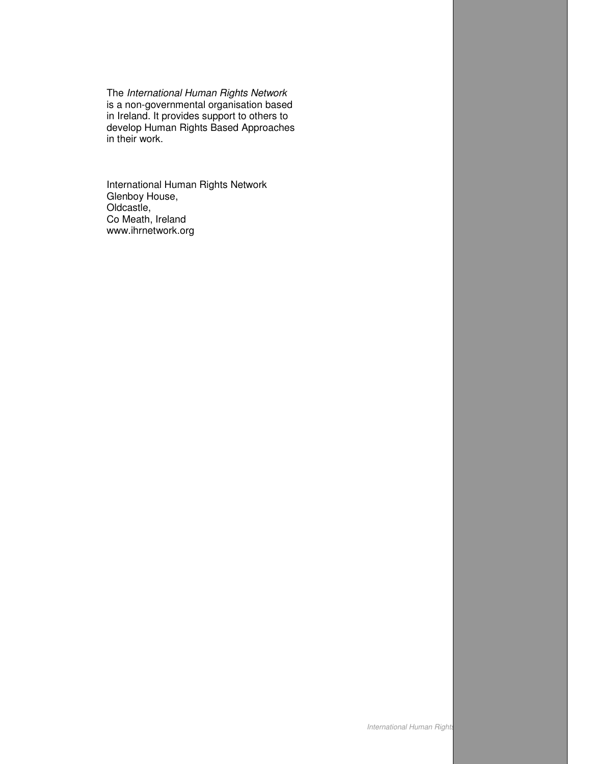The *International Human Rights Network* is a non-governmental organisation based in Ireland. It provides support to others to develop Human Rights Based Approaches in their work.

International Human Rights Network
Glenboy House,
Oldcastle,
Co Meath, Ireland
www.ihrnetwork.org